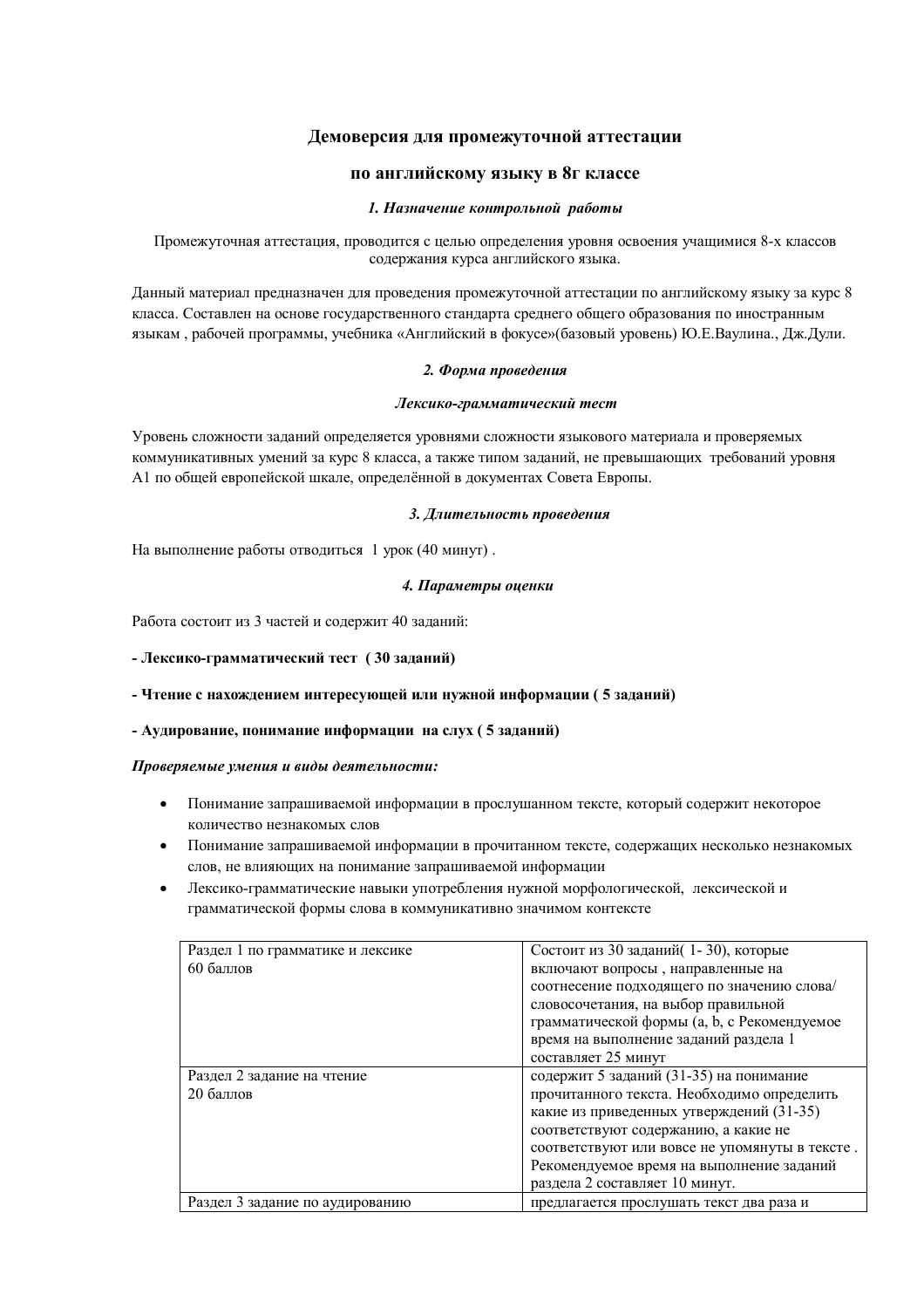## Демоверсия для промежуточной аттестации

## по английскому языку в 8г классе

### *1. Назначение контрольной работы*

Промежуточная аттестация, проводится с целью определения уровня освоения учащимися 8-х классов содержания курса английского языка.

Данный материал предназначен для проведения промежуточной аттестации по английскому языку за курс 8 класса. Составлен на основе государственного стандарта среднего общего образования по иностранным языкам , рабочей программы, учебника «Английский в фокусе»(базовый уровень) Ю.Е.Ваулина., Дж.Дули.

### *2. Форма проведения*

### *Лексико-грамматический тест*

Уровень сложности заданий определяется уровнями сложности языкового материала и проверяемых коммуникативных умений за курс 8 класса, а также типом заданий, не превышающих требований уровня А1 по общей европейской шкале, определённой в документах Совета Европы.

### *3. Длительность проведения*

На выполнение работы отводиться 1 урок (40 минут) .

### *4. Параметры оценки*

Работа состоит из 3 частей и содержит 40 заданий:

**- Лексико-грамматический тест ( 30 заданий)**

**- Чтение с нахождением интересующей или нужной информации ( 5 заданий)**

**- Аудирование, понимание информации на слух ( 5 заданий)**

***Проверяемые умения и виды деятельности:***

- Понимание запрашиваемой информации в прослушанном тексте, который содержит некоторое количество незнакомых слов
- Понимание запрашиваемой информации в прочитанном тексте, содержащих несколько незнакомых слов, не влияющих на понимание запрашиваемой информации
- Лексико-грамматические навыки употребления нужной морфологической, лексической и грамматической формы слова в коммуникативно значимом контексте

| | |
|---|---|
| Раздел 1 по грамматике и лексике<br>60 баллов | Состоит из 30 заданий( 1- 30), которые включают вопросы , направленные на соотнесение подходящего по значению слова/ словосочетания, на выбор правильной грамматической формы (a, b, c Рекомендуемое время на выполнение заданий раздела 1 составляет 25 минут |
| Раздел 2 задание на чтение<br>20 баллов | содержит 5 заданий (31-35) на понимание прочитанного текста. Необходимо определить какие из приведенных утверждений (31-35) соответствуют содержанию, а какие не соответствуют или вовсе не упомянуты в тексте . Рекомендуемое время на выполнение заданий раздела 2 составляет 10 минут. |
| Раздел 3 задание по аудированию | предлагается прослушать текст два раза и |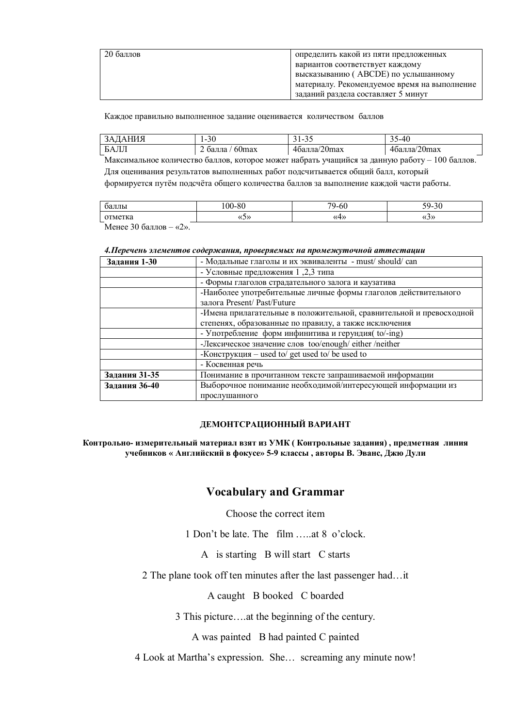| 20 баллов | определить какой из пяти предложенных вариантов соответствует каждому высказыванию ( ABCDE) по услышанному материалу. Рекомендуемое время на выполнение заданий раздела составляет 5 минут |
|---|---|

Каждое правильно выполненное задание оценивается количеством баллов

| ЗАДАНИЯ | 1-30 | 31-35 | 35-40 |
|---|---|---|---|
| БАЛЛ | 2 балла / 60max | 4балла/20max | 4балла/20max |

Максимальное количество баллов, которое может набрать учащийся за данную работу – 100 баллов. Для оценивания результатов выполненных работ подсчитывается общий балл, который формируется путём подсчёта общего количества баллов за выполнение каждой части работы.

| баллы | 100-80 | 79-60 | 59-30 |
|---|---|---|---|
| отметка | «5» | «4» | «3» |

Менее 30 баллов – «2».

***4.Перечень элементов содержания, проверяемых на промежуточной аттестации***

| **Задания 1-30** | - Модальные глаголы и их эквиваленты - must/ should/ can |
|---|---|
| | - Условные предложения 1 ,2,3 типа |
| | - Формы глаголов страдательного залога и каузатива |
| | -Наиболее употребительные личные формы глаголов действительного залога Present/ Past/Future |
| | -Имена прилагательные в положительной, сравнительной и превосходной степенях, образованные по правилу, а также исключения |
| | - Употребление форм инфинитива и герундия( to/-ing) |
| | -Лексическое значение слов too/enough/ either /neither |
| | -Конструкция – used to/ get used to/ be used to |
| | - Косвенная речь |
| **Задания 31-35** | Понимание в прочитанном тексте запрашиваемой информации |
| **Задания 36-40** | Выборочное понимание необходимой/интересующей информации из прослушанного |

**ДЕМОНТСРАЦИОННЫЙ ВАРИАНТ**

**Контрольно- измерительный материал взят из УМК ( Контрольные задания) , предметная линия учебников « Английский в фокусе» 5-9 классы , авторы В. Эванс, Джю Дули**

## Vocabulary and Grammar

Choose the correct item

1 Don't be late. The film …..at 8 o'clock.

A is starting B will start C starts

2 The plane took off ten minutes after the last passenger had…it

A caught B booked C boarded

3 This picture….at the beginning of the century.

A was painted B had painted C painted

4 Look at Martha's expression. She… screaming any minute now!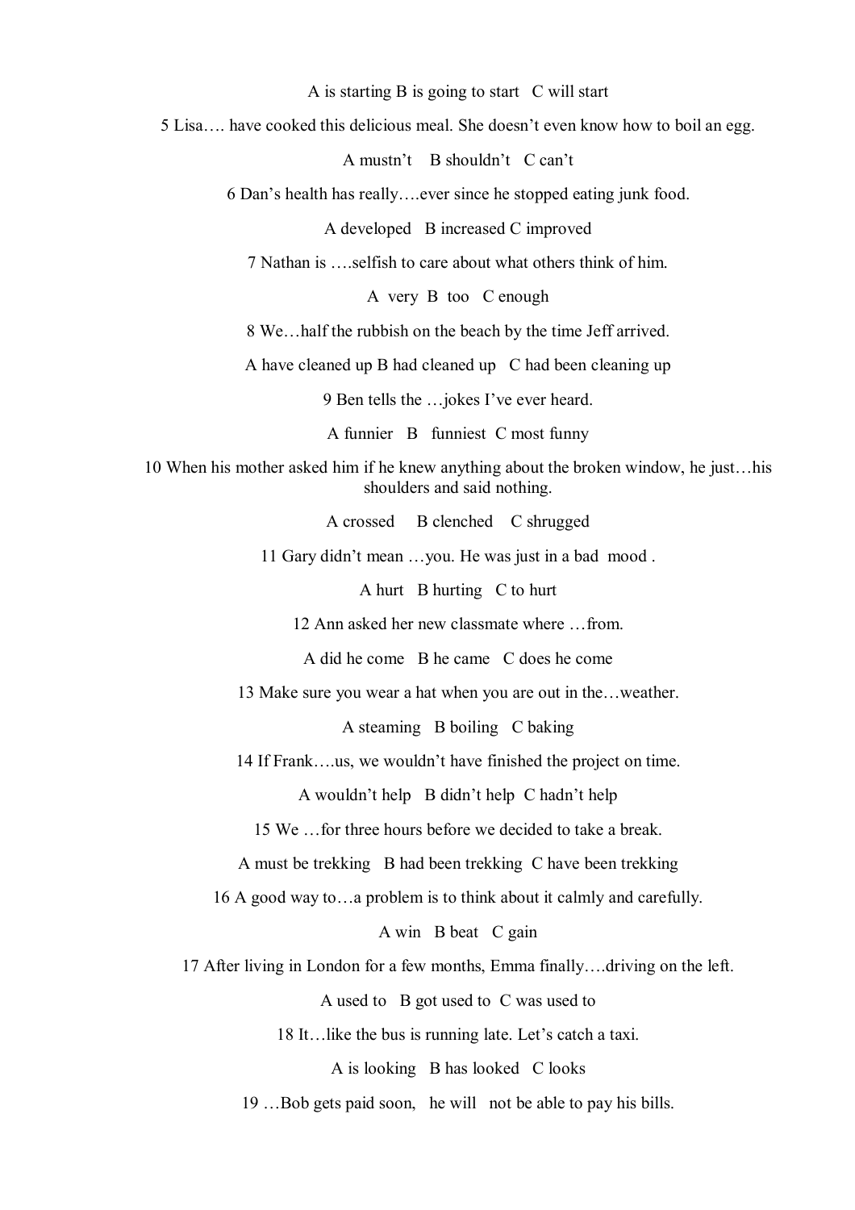A is starting B is going to start C will start

5 Lisa…. have cooked this delicious meal. She doesn't even know how to boil an egg.

A mustn't B shouldn't C can't

6 Dan's health has really….ever since he stopped eating junk food.

A developed B increased C improved

7 Nathan is ….selfish to care about what others think of him.

A very B too C enough

8 We…half the rubbish on the beach by the time Jeff arrived.

A have cleaned up B had cleaned up C had been cleaning up

9 Ben tells the …jokes I've ever heard.

A funnier B funniest C most funny

10 When his mother asked him if he knew anything about the broken window, he just…his shoulders and said nothing.

A crossed B clenched C shrugged

11 Gary didn't mean …you. He was just in a bad mood .

A hurt B hurting C to hurt

12 Ann asked her new classmate where …from.

A did he come B he came C does he come

13 Make sure you wear a hat when you are out in the…weather.

A steaming B boiling C baking

14 If Frank….us, we wouldn't have finished the project on time.

A wouldn't help B didn't help C hadn't help

15 We …for three hours before we decided to take a break.

A must be trekking B had been trekking C have been trekking

16 A good way to…a problem is to think about it calmly and carefully.

A win B beat C gain

17 After living in London for a few months, Emma finally….driving on the left.

A used to B got used to C was used to

18 It…like the bus is running late. Let's catch a taxi.

A is looking B has looked C looks

19 …Bob gets paid soon, he will not be able to pay his bills.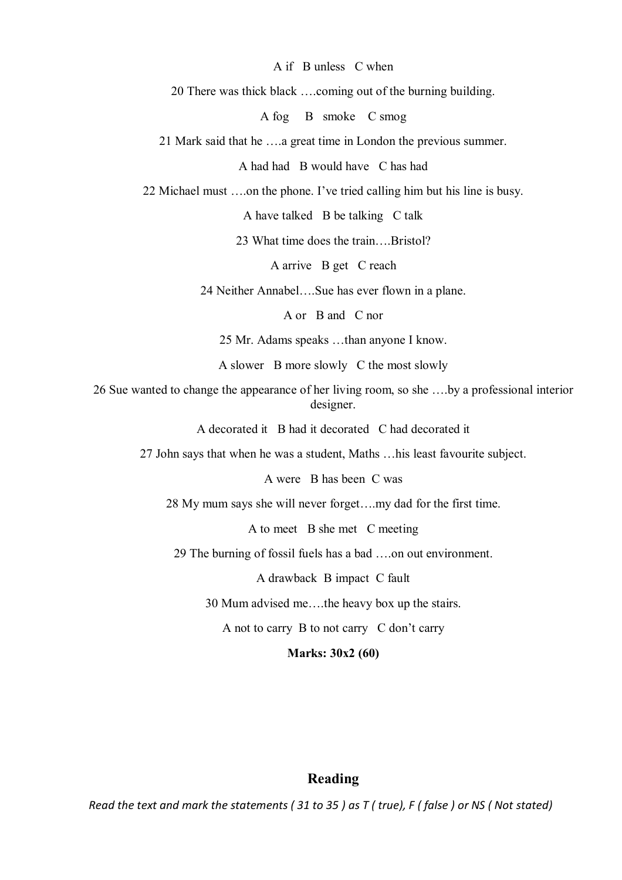A if B unless C when

20 There was thick black ….coming out of the burning building.

A fog B smoke C smog

21 Mark said that he ….a great time in London the previous summer.

A had had B would have C has had

22 Michael must ….on the phone. I've tried calling him but his line is busy.

A have talked B be talking C talk

23 What time does the train….Bristol?

A arrive B get C reach

24 Neither Annabel….Sue has ever flown in a plane.

A or B and C nor

25 Mr. Adams speaks …than anyone I know.

A slower B more slowly C the most slowly

26 Sue wanted to change the appearance of her living room, so she ….by a professional interior designer.

A decorated it B had it decorated C had decorated it

27 John says that when he was a student, Maths …his least favourite subject.

A were B has been C was

28 My mum says she will never forget….my dad for the first time.

A to meet B she met C meeting

29 The burning of fossil fuels has a bad ….on out environment.

A drawback B impact C fault

30 Mum advised me….the heavy box up the stairs.

A not to carry B to not carry C don't carry

**Marks: 30x2 (60)**

## Reading

*Read the text and mark the statements ( 31 to 35 ) as T ( true), F ( false ) or NS ( Not stated)*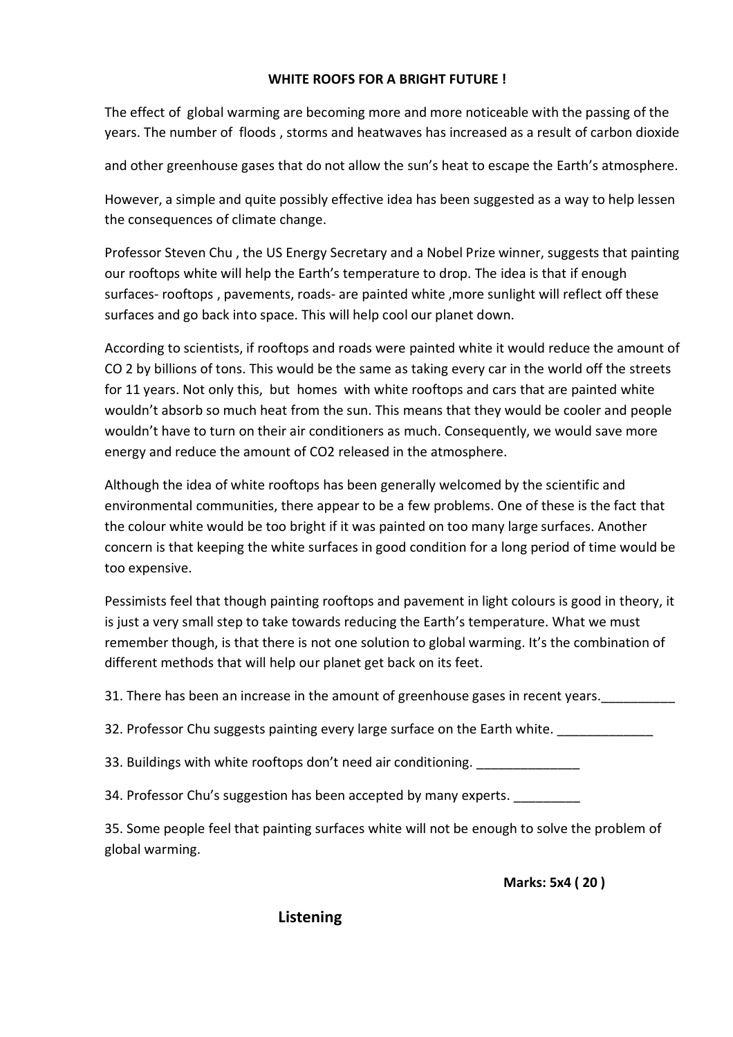**WHITE ROOFS FOR A BRIGHT FUTURE !**

The effect of global warming are becoming more and more noticeable with the passing of the years. The number of floods , storms and heatwaves has increased as a result of carbon dioxide and other greenhouse gases that do not allow the sun's heat to escape the Earth's atmosphere.

However, a simple and quite possibly effective idea has been suggested as a way to help lessen the consequences of climate change.

Professor Steven Chu , the US Energy Secretary and a Nobel Prize winner, suggests that painting our rooftops white will help the Earth's temperature to drop. The idea is that if enough surfaces- rooftops , pavements, roads- are painted white ,more sunlight will reflect off these surfaces and go back into space. This will help cool our planet down.

According to scientists, if rooftops and roads were painted white it would reduce the amount of CO 2 by billions of tons. This would be the same as taking every car in the world off the streets for 11 years. Not only this, but homes with white rooftops and cars that are painted white wouldn't absorb so much heat from the sun. This means that they would be cooler and people wouldn't have to turn on their air conditioners as much. Consequently, we would save more energy and reduce the amount of $CO_2$ released in the atmosphere.

Although the idea of white rooftops has been generally welcomed by the scientific and environmental communities, there appear to be a few problems. One of these is the fact that the colour white would be too bright if it was painted on too many large surfaces. Another concern is that keeping the white surfaces in good condition for a long period of time would be too expensive.

Pessimists feel that though painting rooftops and pavement in light colours is good in theory, it is just a very small step to take towards reducing the Earth's temperature. What we must remember though, is that there is not one solution to global warming. It's the combination of different methods that will help our planet get back on its feet.

31. There has been an increase in the amount of greenhouse gases in recent years.__________

32. Professor Chu suggests painting every large surface on the Earth white. _____________

33. Buildings with white rooftops don't need air conditioning. ______________

34. Professor Chu's suggestion has been accepted by many experts. _________

35. Some people feel that painting surfaces white will not be enough to solve the problem of global warming.

**Marks: 5x4 ( 20 )**

**Listening**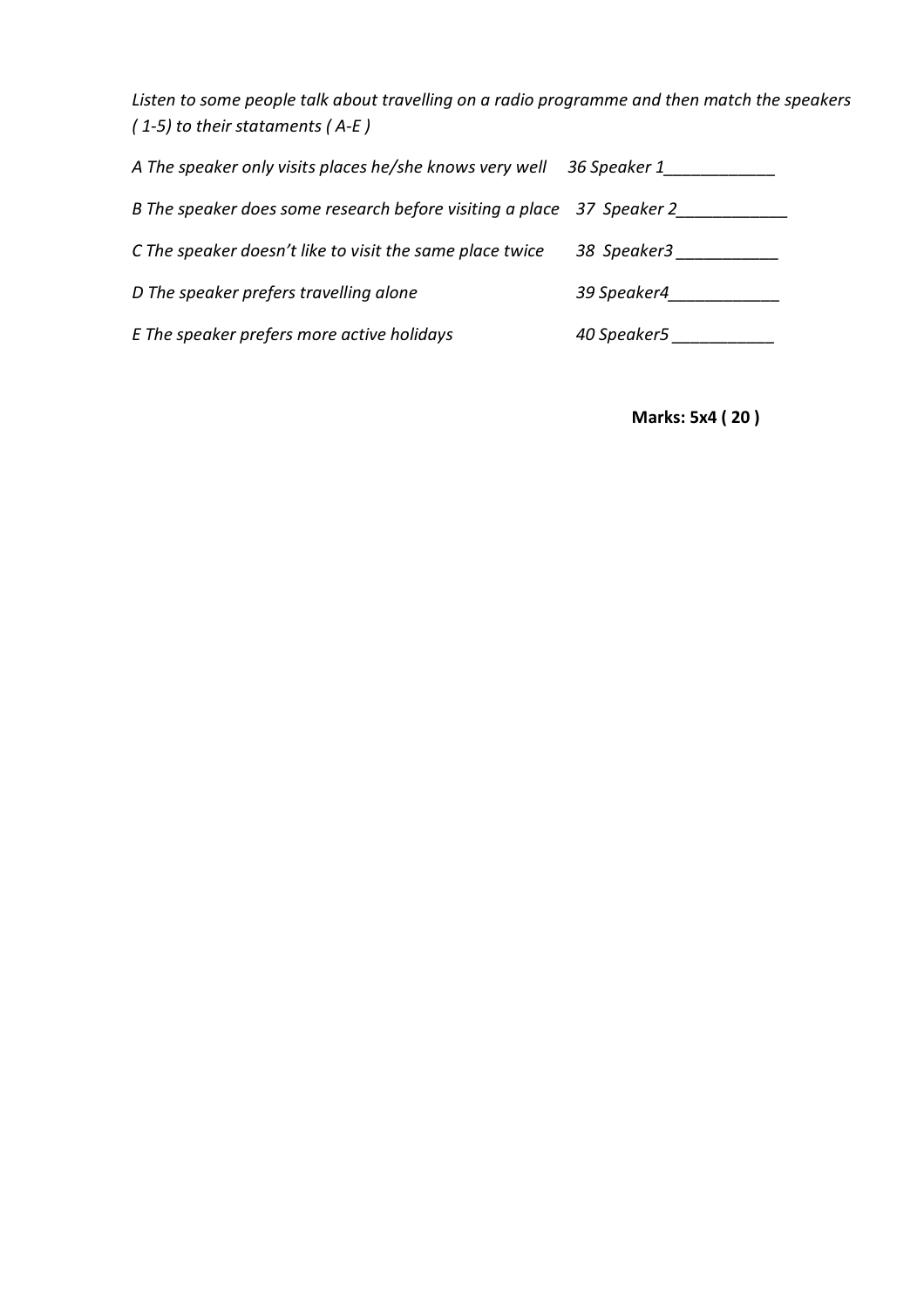*Listen to some people talk about travelling on a radio programme and then match the speakers ( 1-5) to their stataments ( A-E )*

| | |
|---|---|
| *A The speaker only visits places he/she knows very well* | *36 Speaker 1____________* |
| *B The speaker does some research before visiting a place* | *37 Speaker 2____________* |
| *C The speaker doesn't like to visit the same place twice* | *38 Speaker3 ___________* |
| *D The speaker prefers travelling alone* | *39 Speaker4____________* |
| *E The speaker prefers more active holidays* | *40 Speaker5 ___________* |

**Marks: 5x4 ( 20 )**